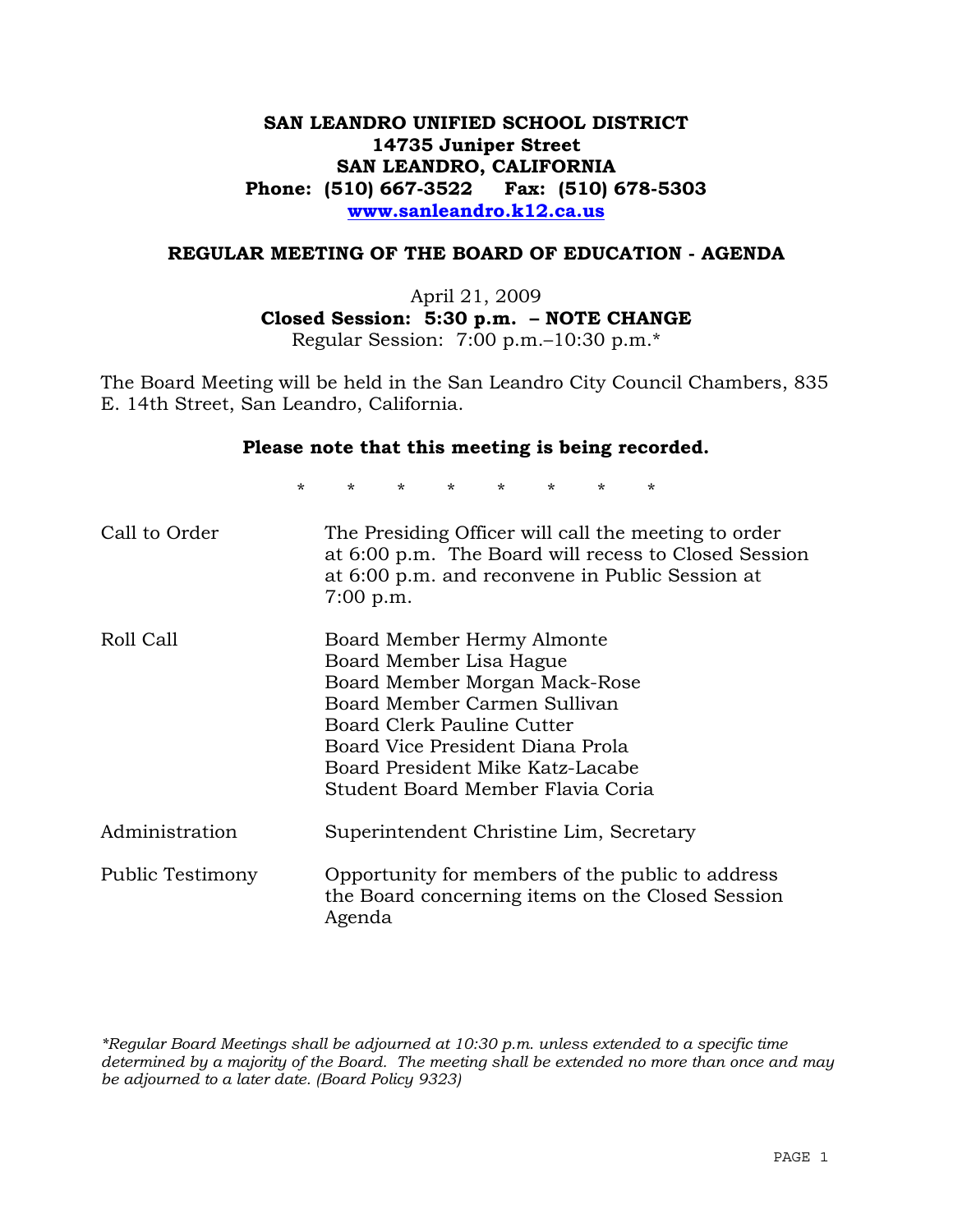# SAN LEANDRO UNIFIED SCHOOL DISTRICT
**14735 Juniper Street**
**SAN LEANDRO, CALIFORNIA**
**Phone: (510) 667-3522  Fax: (510) 678-5303**
**www.sanleandro.k12.ca.us**

## REGULAR MEETING OF THE BOARD OF EDUCATION - AGENDA

April 21, 2009
**Closed Session: 5:30 p.m. – NOTE CHANGE**
Regular Session: 7:00 p.m.–10:30 p.m.*

The Board Meeting will be held in the San Leandro City Council Chambers, 835 E. 14th Street, San Leandro, California.

**Please note that this meeting is being recorded.**

\* \* \* \* \* \* \* \*

| | |
|---|---|
| Call to Order | The Presiding Officer will call the meeting to order at 6:00 p.m. The Board will recess to Closed Session at 6:00 p.m. and reconvene in Public Session at 7:00 p.m. |
| Roll Call | Board Member Hermy Almonte<br>Board Member Lisa Hague<br>Board Member Morgan Mack-Rose<br>Board Member Carmen Sullivan<br>Board Clerk Pauline Cutter<br>Board Vice President Diana Prola<br>Board President Mike Katz-Lacabe<br>Student Board Member Flavia Coria |
| Administration | Superintendent Christine Lim, Secretary |
| Public Testimony | Opportunity for members of the public to address the Board concerning items on the Closed Session Agenda |

*\*Regular Board Meetings shall be adjourned at 10:30 p.m. unless extended to a specific time determined by a majority of the Board. The meeting shall be extended no more than once and may be adjourned to a later date. (Board Policy 9323)*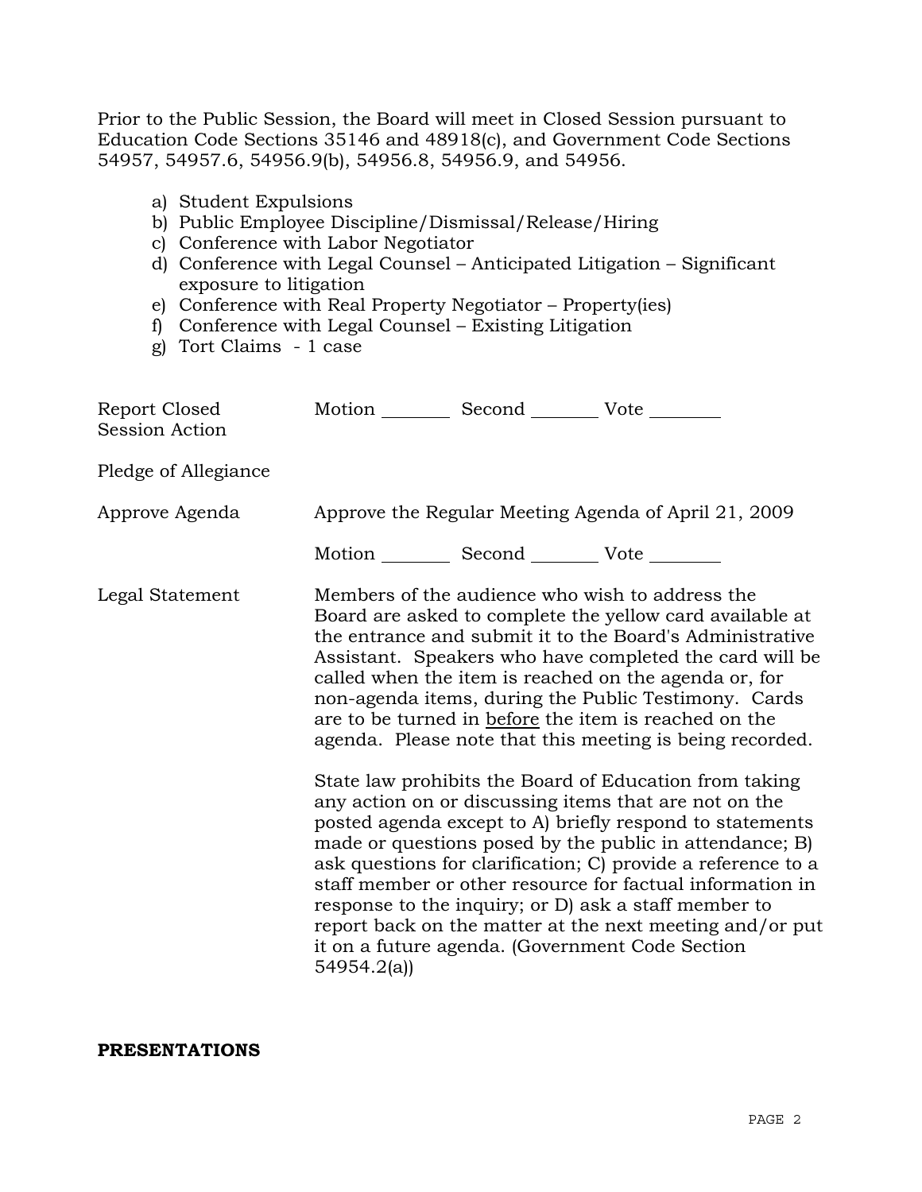Prior to the Public Session, the Board will meet in Closed Session pursuant to Education Code Sections 35146 and 48918(c), and Government Code Sections 54957, 54957.6, 54956.9(b), 54956.8, 54956.9, and 54956.

a) Student Expulsions
b) Public Employee Discipline/Dismissal/Release/Hiring
c) Conference with Labor Negotiator
d) Conference with Legal Counsel – Anticipated Litigation – Significant exposure to litigation
e) Conference with Real Property Negotiator – Property(ies)
f) Conference with Legal Counsel – Existing Litigation
g) Tort Claims - 1 case

Report Closed Session Action — Motion ________ Second ________ Vote ________

Pledge of Allegiance

Approve Agenda — Approve the Regular Meeting Agenda of April 21, 2009

Motion ________ Second ________ Vote ________

Legal Statement — Members of the audience who wish to address the Board are asked to complete the yellow card available at the entrance and submit it to the Board's Administrative Assistant. Speakers who have completed the card will be called when the item is reached on the agenda or, for non-agenda items, during the Public Testimony. Cards are to be turned in before the item is reached on the agenda. Please note that this meeting is being recorded.

State law prohibits the Board of Education from taking any action on or discussing items that are not on the posted agenda except to A) briefly respond to statements made or questions posed by the public in attendance; B) ask questions for clarification; C) provide a reference to a staff member or other resource for factual information in response to the inquiry; or D) ask a staff member to report back on the matter at the next meeting and/or put it on a future agenda. (Government Code Section 54954.2(a))

**PRESENTATIONS**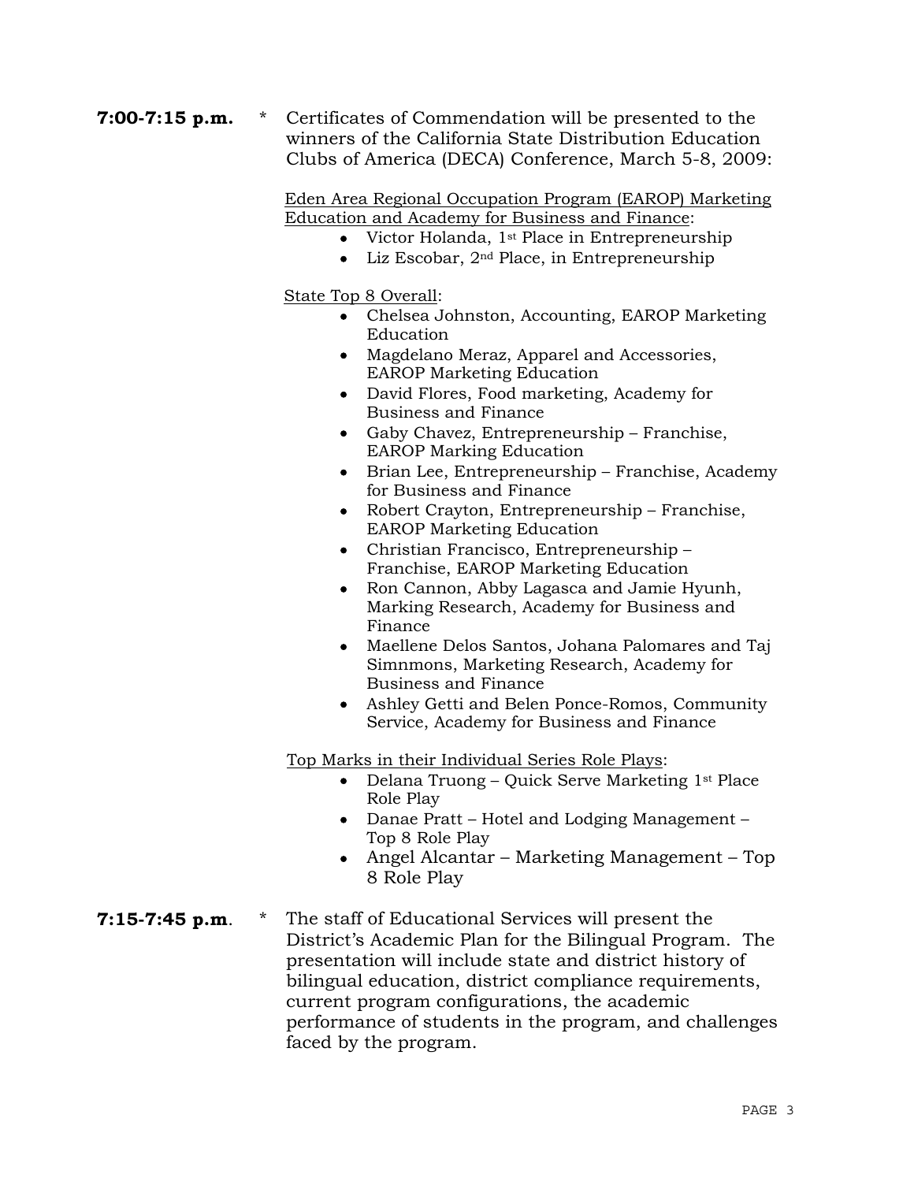**7:00-7:15 p.m.** * Certificates of Commendation will be presented to the winners of the California State Distribution Education Clubs of America (DECA) Conference, March 5-8, 2009:

Eden Area Regional Occupation Program (EAROP) Marketing Education and Academy for Business and Finance:

- Victor Holanda, 1st Place in Entrepreneurship
- Liz Escobar, 2nd Place, in Entrepreneurship

State Top 8 Overall:

- Chelsea Johnston, Accounting, EAROP Marketing Education
- Magdelano Meraz, Apparel and Accessories, EAROP Marketing Education
- David Flores, Food marketing, Academy for Business and Finance
- Gaby Chavez, Entrepreneurship – Franchise, EAROP Marking Education
- Brian Lee, Entrepreneurship – Franchise, Academy for Business and Finance
- Robert Crayton, Entrepreneurship – Franchise, EAROP Marketing Education
- Christian Francisco, Entrepreneurship – Franchise, EAROP Marketing Education
- Ron Cannon, Abby Lagasca and Jamie Hyunh, Marking Research, Academy for Business and Finance
- Maellene Delos Santos, Johana Palomares and Taj Simnmons, Marketing Research, Academy for Business and Finance
- Ashley Getti and Belen Ponce-Romos, Community Service, Academy for Business and Finance

Top Marks in their Individual Series Role Plays:

- Delana Truong – Quick Serve Marketing 1st Place Role Play
- Danae Pratt – Hotel and Lodging Management – Top 8 Role Play
- Angel Alcantar – Marketing Management – Top 8 Role Play

**7:15-7:45 p.m**. * The staff of Educational Services will present the District's Academic Plan for the Bilingual Program. The presentation will include state and district history of bilingual education, district compliance requirements, current program configurations, the academic performance of students in the program, and challenges faced by the program.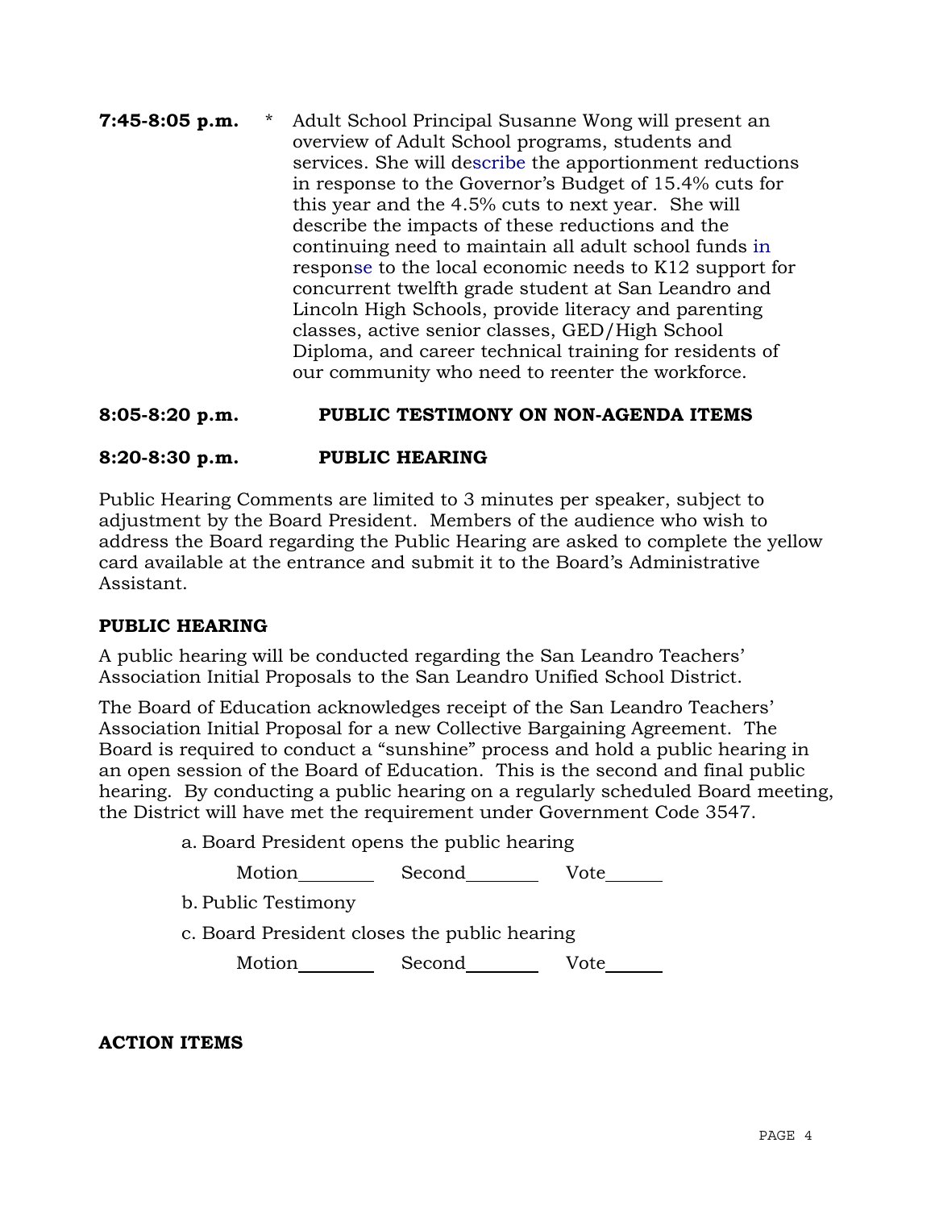**7:45-8:05 p.m.** * Adult School Principal Susanne Wong will present an overview of Adult School programs, students and services. She will describe the apportionment reductions in response to the Governor's Budget of 15.4% cuts for this year and the 4.5% cuts to next year. She will describe the impacts of these reductions and the continuing need to maintain all adult school funds in response to the local economic needs to K12 support for concurrent twelfth grade student at San Leandro and Lincoln High Schools, provide literacy and parenting classes, active senior classes, GED/High School Diploma, and career technical training for residents of our community who need to reenter the workforce.

**8:05-8:20 p.m.** **PUBLIC TESTIMONY ON NON-AGENDA ITEMS**

**8:20-8:30 p.m.** **PUBLIC HEARING**

Public Hearing Comments are limited to 3 minutes per speaker, subject to adjustment by the Board President. Members of the audience who wish to address the Board regarding the Public Hearing are asked to complete the yellow card available at the entrance and submit it to the Board's Administrative Assistant.

**PUBLIC HEARING**

A public hearing will be conducted regarding the San Leandro Teachers' Association Initial Proposals to the San Leandro Unified School District.

The Board of Education acknowledges receipt of the San Leandro Teachers' Association Initial Proposal for a new Collective Bargaining Agreement. The Board is required to conduct a "sunshine" process and hold a public hearing in an open session of the Board of Education. This is the second and final public hearing. By conducting a public hearing on a regularly scheduled Board meeting, the District will have met the requirement under Government Code 3547.

a. Board President opens the public hearing

Motion________ Second________ Vote______

b. Public Testimony

c. Board President closes the public hearing

Motion________ Second________ Vote______

**ACTION ITEMS**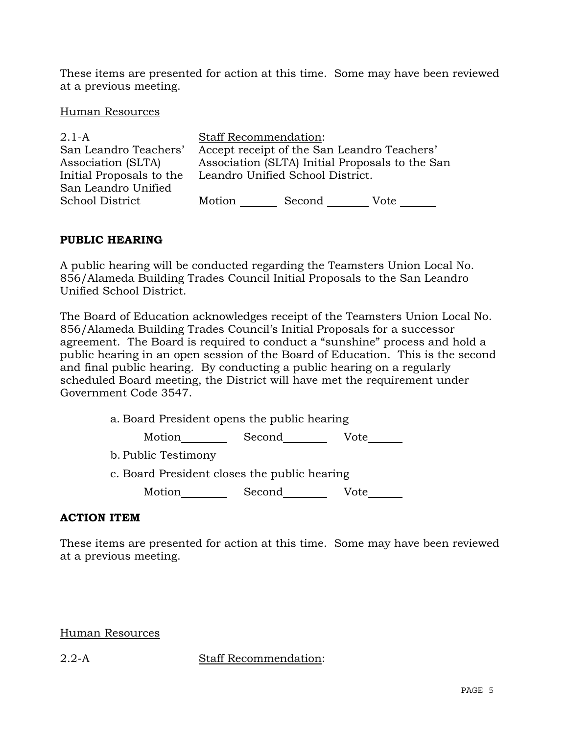These items are presented for action at this time. Some may have been reviewed at a previous meeting.

Human Resources

| | |
|---|---|
| 2.1-A<br>San Leandro Teachers' Association (SLTA) Initial Proposals to the San Leandro Unified School District | Staff Recommendation:<br>Accept receipt of the San Leandro Teachers' Association (SLTA) Initial Proposals to the San Leandro Unified School District.<br><br>Motion _______ Second _______ Vote _______ |

**PUBLIC HEARING**

A public hearing will be conducted regarding the Teamsters Union Local No. 856/Alameda Building Trades Council Initial Proposals to the San Leandro Unified School District.

The Board of Education acknowledges receipt of the Teamsters Union Local No. 856/Alameda Building Trades Council's Initial Proposals for a successor agreement. The Board is required to conduct a "sunshine" process and hold a public hearing in an open session of the Board of Education. This is the second and final public hearing. By conducting a public hearing on a regularly scheduled Board meeting, the District will have met the requirement under Government Code 3547.

a. Board President opens the public hearing

   Motion________ Second________ Vote______

b. Public Testimony

c. Board President closes the public hearing

   Motion________ Second________ Vote______

**ACTION ITEM**

These items are presented for action at this time. Some may have been reviewed at a previous meeting.

Human Resources

2.2-A Staff Recommendation: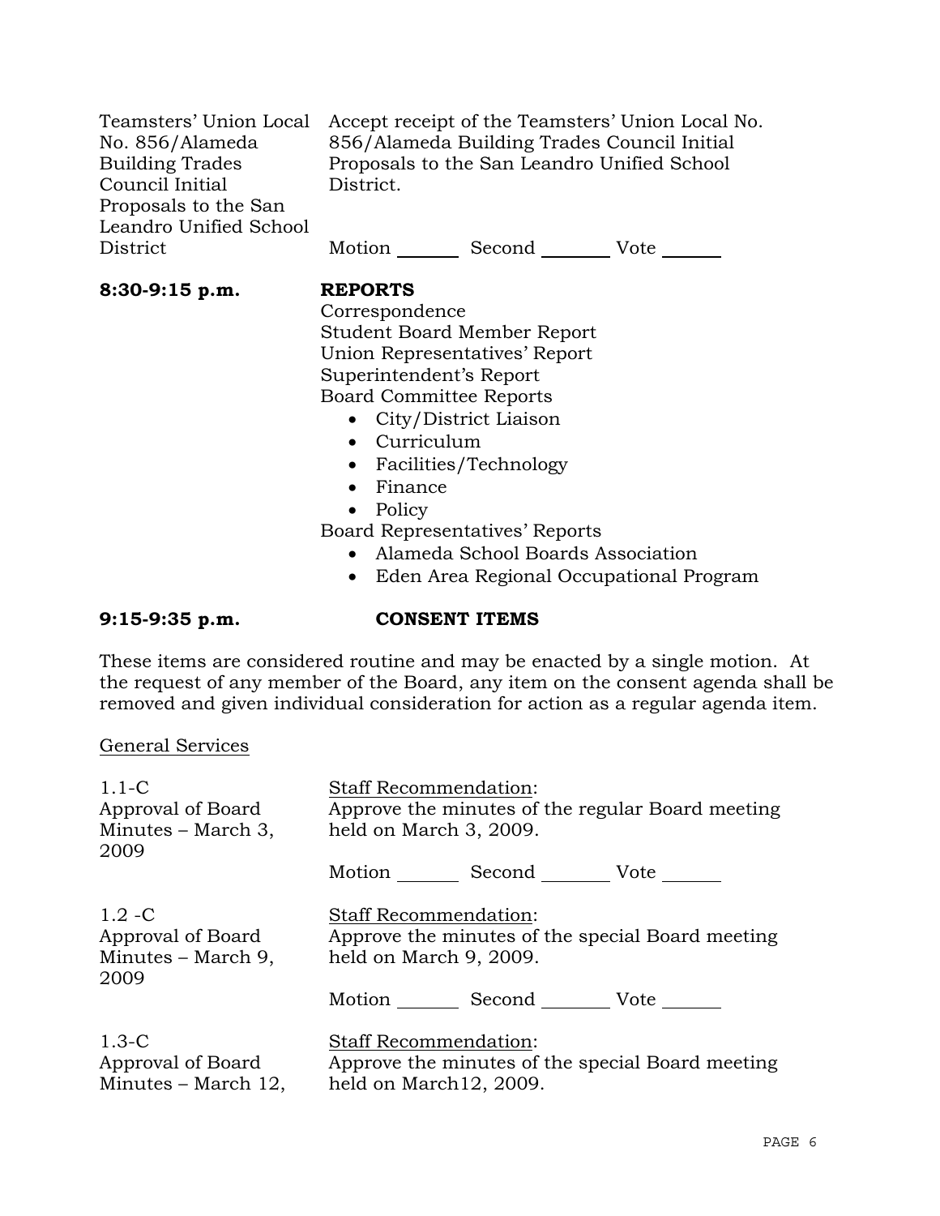Teamsters' Union Local No. 856/Alameda Building Trades Council Initial Proposals to the San Leandro Unified School District

Accept receipt of the Teamsters' Union Local No. 856/Alameda Building Trades Council Initial Proposals to the San Leandro Unified School District.

Motion _______ Second ________ Vote _______

**8:30-9:15 p.m.** **REPORTS**

Correspondence
Student Board Member Report
Union Representatives' Report
Superintendent's Report
Board Committee Reports

- City/District Liaison
- Curriculum
- Facilities/Technology
- Finance
- Policy

Board Representatives' Reports

- Alameda School Boards Association
- Eden Area Regional Occupational Program

**9:15-9:35 p.m.** **CONSENT ITEMS**

These items are considered routine and may be enacted by a single motion. At the request of any member of the Board, any item on the consent agenda shall be removed and given individual consideration for action as a regular agenda item.

General Services

1.1-C
Approval of Board Minutes – March 3, 2009

Staff Recommendation:
Approve the minutes of the regular Board meeting held on March 3, 2009.

Motion _______ Second ________ Vote _______

1.2 -C
Approval of Board Minutes – March 9, 2009

Staff Recommendation:
Approve the minutes of the special Board meeting held on March 9, 2009.

Motion _______ Second ________ Vote _______

1.3-C
Approval of Board Minutes – March 12,

Staff Recommendation:
Approve the minutes of the special Board meeting held on March12, 2009.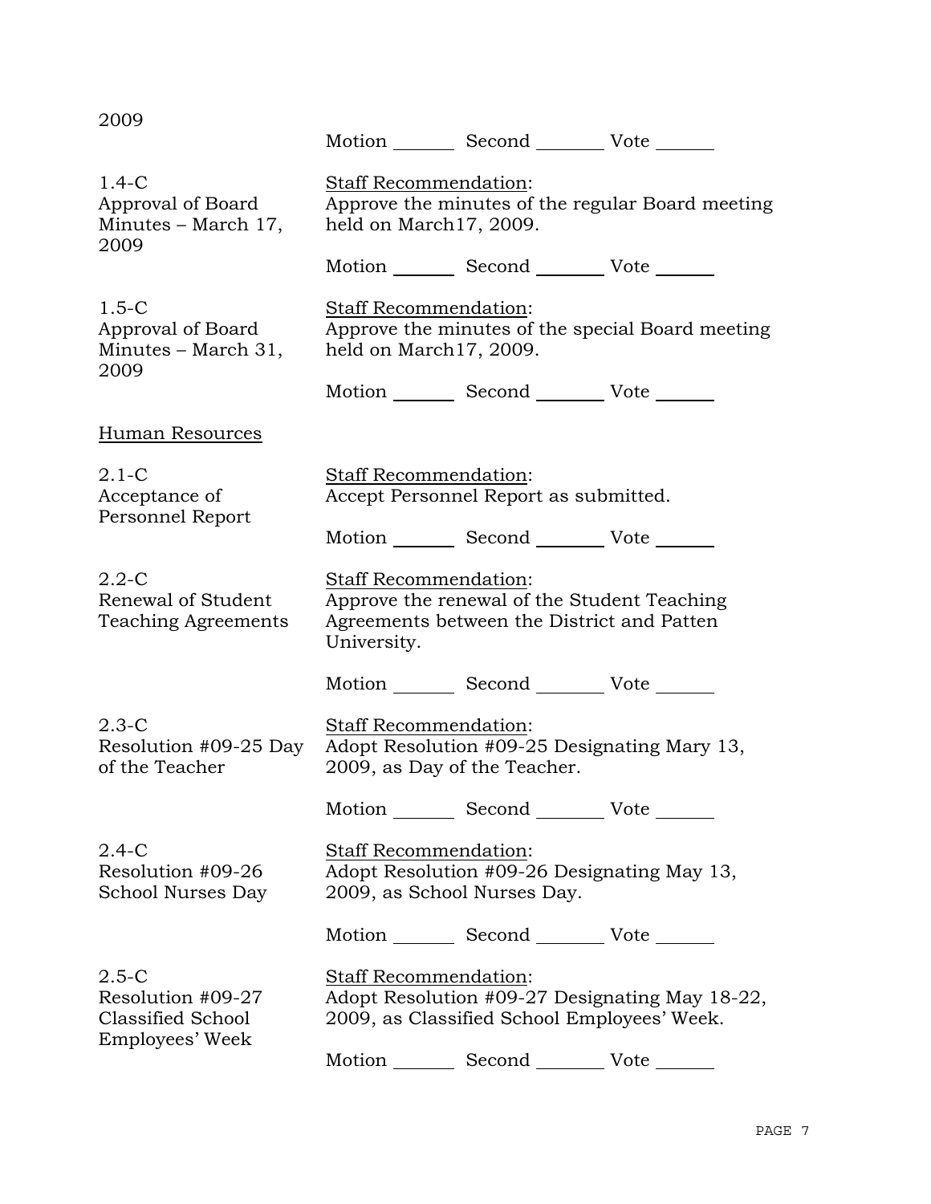2009

Motion _______ Second _______ Vote ______

1.4-C
Approval of Board Minutes – March 17, 2009

Staff Recommendation:
Approve the minutes of the regular Board meeting held on March17, 2009.

Motion _______ Second _______ Vote ______

1.5-C
Approval of Board Minutes – March 31, 2009

Staff Recommendation:
Approve the minutes of the special Board meeting held on March17, 2009.

Motion _______ Second _______ Vote ______

Human Resources

2.1-C
Acceptance of Personnel Report

Staff Recommendation:
Accept Personnel Report as submitted.

Motion _______ Second _______ Vote ______

2.2-C
Renewal of Student Teaching Agreements

Staff Recommendation:
Approve the renewal of the Student Teaching Agreements between the District and Patten University.

Motion _______ Second _______ Vote ______

2.3-C
Resolution #09-25 Day of the Teacher

Staff Recommendation:
Adopt Resolution #09-25 Designating Mary 13, 2009, as Day of the Teacher.

Motion _______ Second _______ Vote ______

2.4-C
Resolution #09-26 School Nurses Day

Staff Recommendation:
Adopt Resolution #09-26 Designating May 13, 2009, as School Nurses Day.

Motion _______ Second _______ Vote ______

2.5-C
Resolution #09-27 Classified School Employees' Week

Staff Recommendation:
Adopt Resolution #09-27 Designating May 18-22, 2009, as Classified School Employees' Week.

Motion _______ Second _______ Vote ______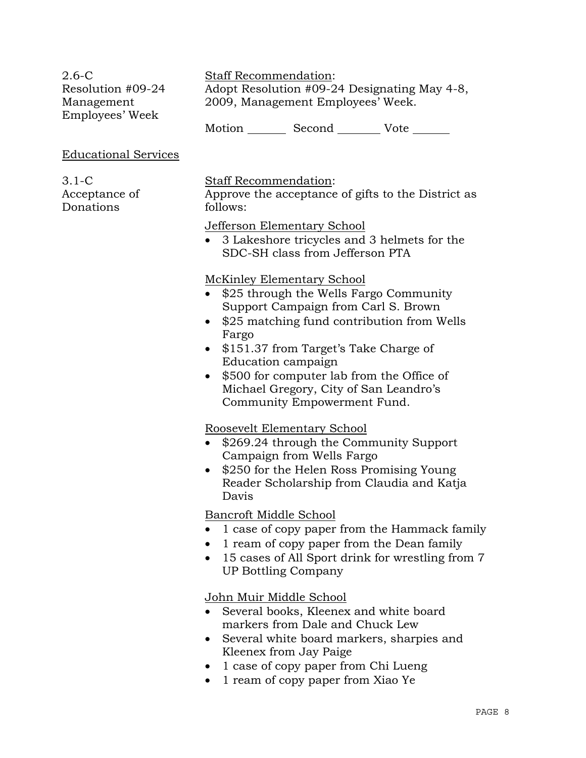2.6-C
Resolution #09-24
Management Employees' Week

Staff Recommendation:
Adopt Resolution #09-24 Designating May 4-8, 2009, Management Employees' Week.

Motion _______ Second ________ Vote _______

Educational Services

3.1-C
Acceptance of Donations

Staff Recommendation:
Approve the acceptance of gifts to the District as follows:

Jefferson Elementary School

- 3 Lakeshore tricycles and 3 helmets for the SDC-SH class from Jefferson PTA

McKinley Elementary School

- $25 through the Wells Fargo Community Support Campaign from Carl S. Brown
- $25 matching fund contribution from Wells Fargo
- $151.37 from Target's Take Charge of Education campaign
- $500 for computer lab from the Office of Michael Gregory, City of San Leandro's Community Empowerment Fund.

Roosevelt Elementary School

- $269.24 through the Community Support Campaign from Wells Fargo
- $250 for the Helen Ross Promising Young Reader Scholarship from Claudia and Katja Davis

Bancroft Middle School

- 1 case of copy paper from the Hammack family
- 1 ream of copy paper from the Dean family
- 15 cases of All Sport drink for wrestling from 7 UP Bottling Company

John Muir Middle School

- Several books, Kleenex and white board markers from Dale and Chuck Lew
- Several white board markers, sharpies and Kleenex from Jay Paige
- 1 case of copy paper from Chi Lueng
- 1 ream of copy paper from Xiao Ye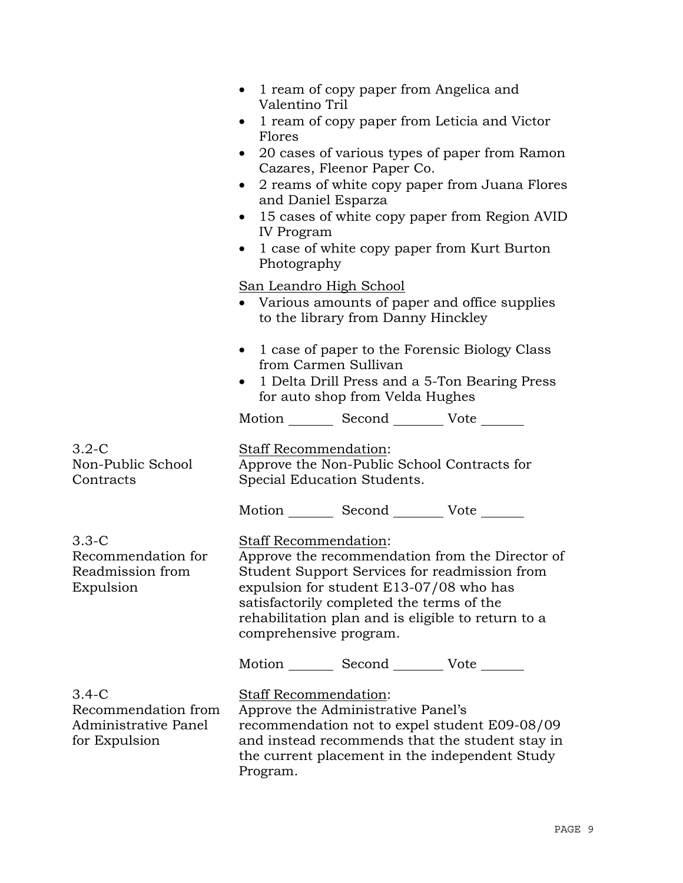- 1 ream of copy paper from Angelica and Valentino Tril
- 1 ream of copy paper from Leticia and Victor Flores
- 20 cases of various types of paper from Ramon Cazares, Fleenor Paper Co.
- 2 reams of white copy paper from Juana Flores and Daniel Esparza
- 15 cases of white copy paper from Region AVID IV Program
- 1 case of white copy paper from Kurt Burton Photography

San Leandro High School

- Various amounts of paper and office supplies to the library from Danny Hinckley
- 1 case of paper to the Forensic Biology Class from Carmen Sullivan
- 1 Delta Drill Press and a 5-Ton Bearing Press for auto shop from Velda Hughes

Motion _______ Second _______ Vote _______

3.2-C
Non-Public School Contracts

Staff Recommendation:
Approve the Non-Public School Contracts for Special Education Students.

Motion _______ Second _______ Vote _______

3.3-C
Recommendation for Readmission from Expulsion

Staff Recommendation:
Approve the recommendation from the Director of Student Support Services for readmission from expulsion for student E13-07/08 who has satisfactorily completed the terms of the rehabilitation plan and is eligible to return to a comprehensive program.

Motion _______ Second _______ Vote _______

3.4-C
Recommendation from Administrative Panel for Expulsion

Staff Recommendation:
Approve the Administrative Panel's recommendation not to expel student E09-08/09 and instead recommends that the student stay in the current placement in the independent Study Program.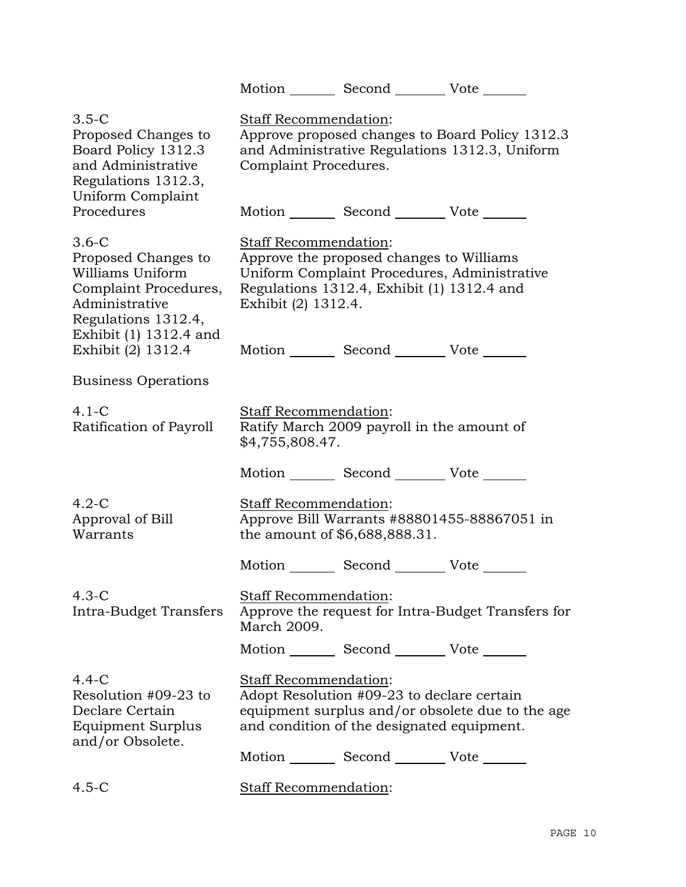Motion _______ Second _______ Vote _______

| | |
|---|---|
| 3.5-C<br>Proposed Changes to Board Policy 1312.3 and Administrative Regulations 1312.3, Uniform Complaint Procedures | Staff Recommendation:<br>Approve proposed changes to Board Policy 1312.3 and Administrative Regulations 1312.3, Uniform Complaint Procedures.<br><br>Motion _______ Second _______ Vote _______ |
| 3.6-C<br>Proposed Changes to Williams Uniform Complaint Procedures, Administrative Regulations 1312.4, Exhibit (1) 1312.4 and Exhibit (2) 1312.4 | Staff Recommendation:<br>Approve the proposed changes to Williams Uniform Complaint Procedures, Administrative Regulations 1312.4, Exhibit (1) 1312.4 and Exhibit (2) 1312.4.<br><br>Motion _______ Second _______ Vote _______ |

Business Operations

| | |
|---|---|
| 4.1-C<br>Ratification of Payroll | Staff Recommendation:<br>Ratify March 2009 payroll in the amount of $4,755,808.47.<br><br>Motion _______ Second _______ Vote _______ |
| 4.2-C<br>Approval of Bill Warrants | Staff Recommendation:<br>Approve Bill Warrants #88801455-88867051 in the amount of $6,688,888.31.<br><br>Motion _______ Second _______ Vote _______ |
| 4.3-C<br>Intra-Budget Transfers | Staff Recommendation:<br>Approve the request for Intra-Budget Transfers for March 2009.<br><br>Motion _______ Second _______ Vote _______ |
| 4.4-C<br>Resolution #09-23 to Declare Certain Equipment Surplus and/or Obsolete. | Staff Recommendation:<br>Adopt Resolution #09-23 to declare certain equipment surplus and/or obsolete due to the age and condition of the designated equipment.<br><br>Motion _______ Second _______ Vote _______ |
| 4.5-C | Staff Recommendation: |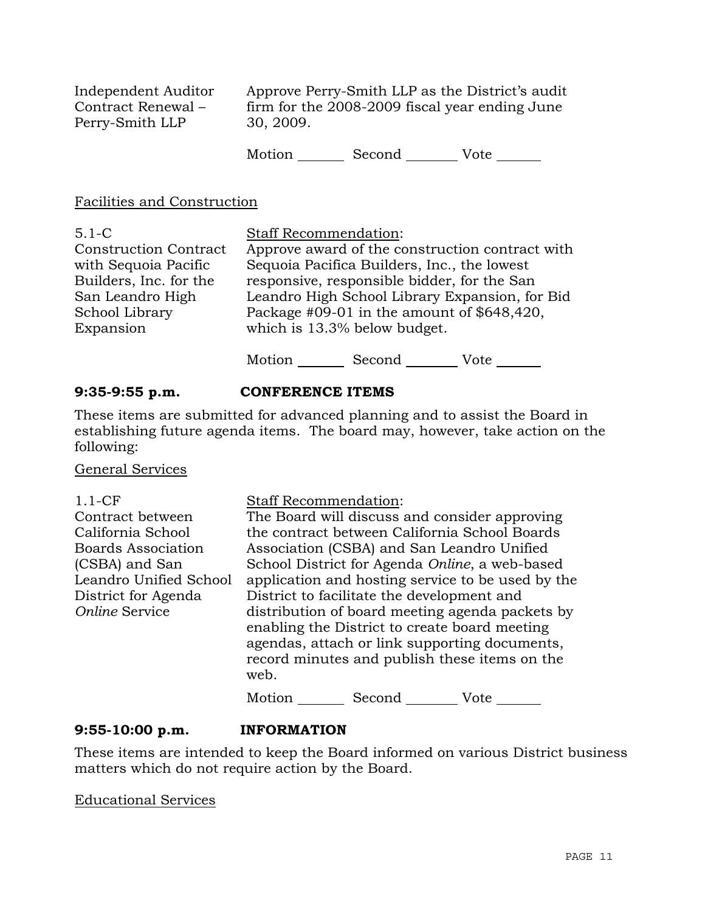Independent Auditor Contract Renewal – Perry-Smith LLP

Approve Perry-Smith LLP as the District's audit firm for the 2008-2009 fiscal year ending June 30, 2009.

Motion _______ Second ________ Vote _______

Facilities and Construction

5.1-C
Construction Contract with Sequoia Pacific Builders, Inc. for the San Leandro High School Library Expansion

Staff Recommendation:
Approve award of the construction contract with Sequoia Pacifica Builders, Inc., the lowest responsive, responsible bidder, for the San Leandro High School Library Expansion, for Bid Package #09-01 in the amount of $648,420, which is 13.3% below budget.

Motion _______ Second ________ Vote _______

## 9:35-9:55 p.m. CONFERENCE ITEMS

These items are submitted for advanced planning and to assist the Board in establishing future agenda items. The board may, however, take action on the following:

General Services

1.1-CF
Contract between California School Boards Association (CSBA) and San Leandro Unified School District for Agenda *Online* Service

Staff Recommendation:
The Board will discuss and consider approving the contract between California School Boards Association (CSBA) and San Leandro Unified School District for Agenda *Online*, a web-based application and hosting service to be used by the District to facilitate the development and distribution of board meeting agenda packets by enabling the District to create board meeting agendas, attach or link supporting documents, record minutes and publish these items on the web.

Motion _______ Second ________ Vote _______

## 9:55-10:00 p.m. INFORMATION

These items are intended to keep the Board informed on various District business matters which do not require action by the Board.

Educational Services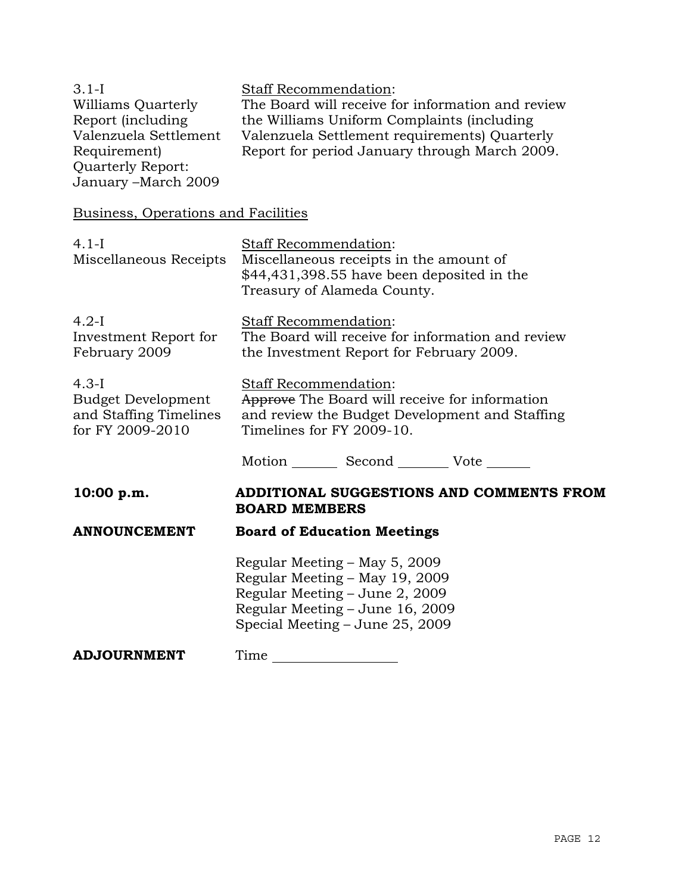| | |
|---|---|
| 3.1-I<br>Williams Quarterly Report (including Valenzuela Settlement Requirement) Quarterly Report: January –March 2009 | Staff Recommendation:<br>The Board will receive for information and review the Williams Uniform Complaints (including Valenzuela Settlement requirements) Quarterly Report for period January through March 2009. |

Business, Operations and Facilities

| | |
|---|---|
| 4.1-I<br>Miscellaneous Receipts | Staff Recommendation:<br>Miscellaneous receipts in the amount of $44,431,398.55 have been deposited in the Treasury of Alameda County. |
| 4.2-I<br>Investment Report for February 2009 | Staff Recommendation:<br>The Board will receive for information and review the Investment Report for February 2009. |
| 4.3-I<br>Budget Development and Staffing Timelines for FY 2009-2010 | Staff Recommendation:<br>~~Approve~~ The Board will receive for information and review the Budget Development and Staffing Timelines for FY 2009-10.<br><br>Motion _______ Second _______ Vote ______ |

**10:00 p.m.** **ADDITIONAL SUGGESTIONS AND COMMENTS FROM BOARD MEMBERS**

**ANNOUNCEMENT** **Board of Education Meetings**

Regular Meeting – May 5, 2009
Regular Meeting – May 19, 2009
Regular Meeting – June 2, 2009
Regular Meeting – June 16, 2009
Special Meeting – June 25, 2009

**ADJOURNMENT** Time ________________